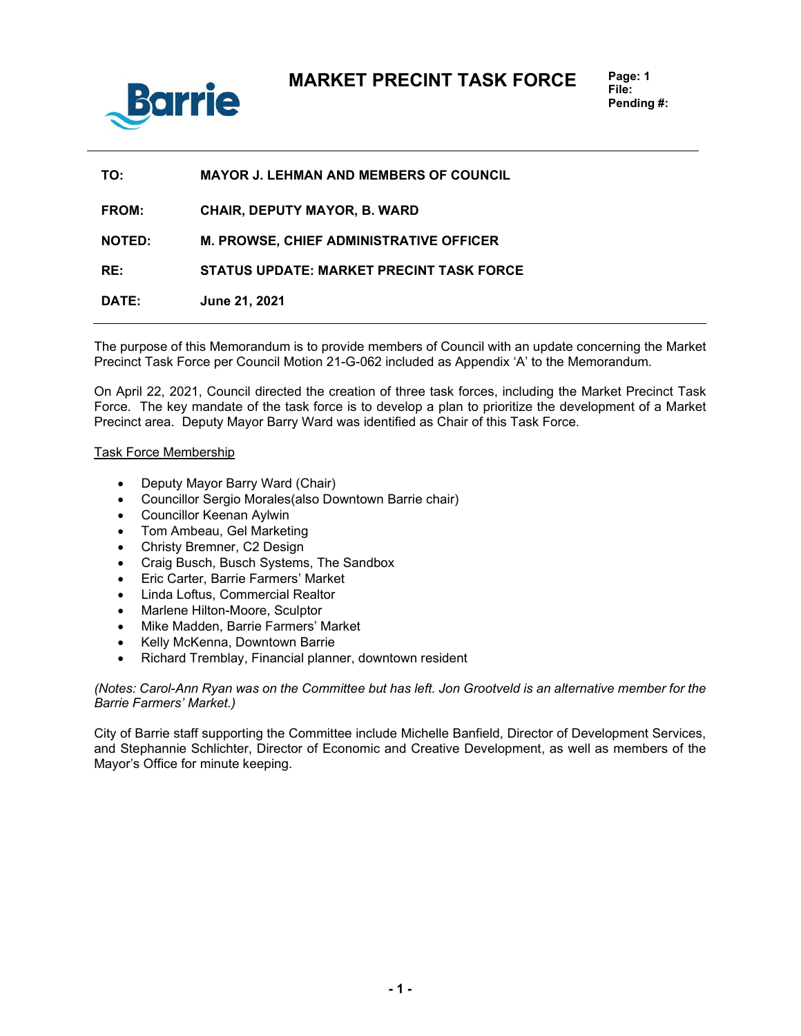# MARKET PRECINT TASK FORCE

**File:**
**Pending #:**

---

| | |
|---|---|
| **TO:** | **MAYOR J. LEHMAN AND MEMBERS OF COUNCIL** |
| **FROM:** | **CHAIR, DEPUTY MAYOR, B. WARD** |
| **NOTED:** | **M. PROWSE, CHIEF ADMINISTRATIVE OFFICER** |
| **RE:** | **STATUS UPDATE: MARKET PRECINT TASK FORCE** |
| **DATE:** | **June 21, 2021** |

---

The purpose of this Memorandum is to provide members of Council with an update concerning the Market Precinct Task Force per Council Motion 21-G-062 included as Appendix 'A' to the Memorandum.

On April 22, 2021, Council directed the creation of three task forces, including the Market Precinct Task Force. The key mandate of the task force is to develop a plan to prioritize the development of a Market Precinct area. Deputy Mayor Barry Ward was identified as Chair of this Task Force.

Task Force Membership

- Deputy Mayor Barry Ward (Chair)
- Councillor Sergio Morales(also Downtown Barrie chair)
- Councillor Keenan Aylwin
- Tom Ambeau, Gel Marketing
- Christy Bremner, C2 Design
- Craig Busch, Busch Systems, The Sandbox
- Eric Carter, Barrie Farmers' Market
- Linda Loftus, Commercial Realtor
- Marlene Hilton-Moore, Sculptor
- Mike Madden, Barrie Farmers' Market
- Kelly McKenna, Downtown Barrie
- Richard Tremblay, Financial planner, downtown resident

*(Notes: Carol-Ann Ryan was on the Committee but has left. Jon Grootveld is an alternative member for the Barrie Farmers' Market.)*

City of Barrie staff supporting the Committee include Michelle Banfield, Director of Development Services, and Stephannie Schlichter, Director of Economic and Creative Development, as well as members of the Mayor's Office for minute keeping.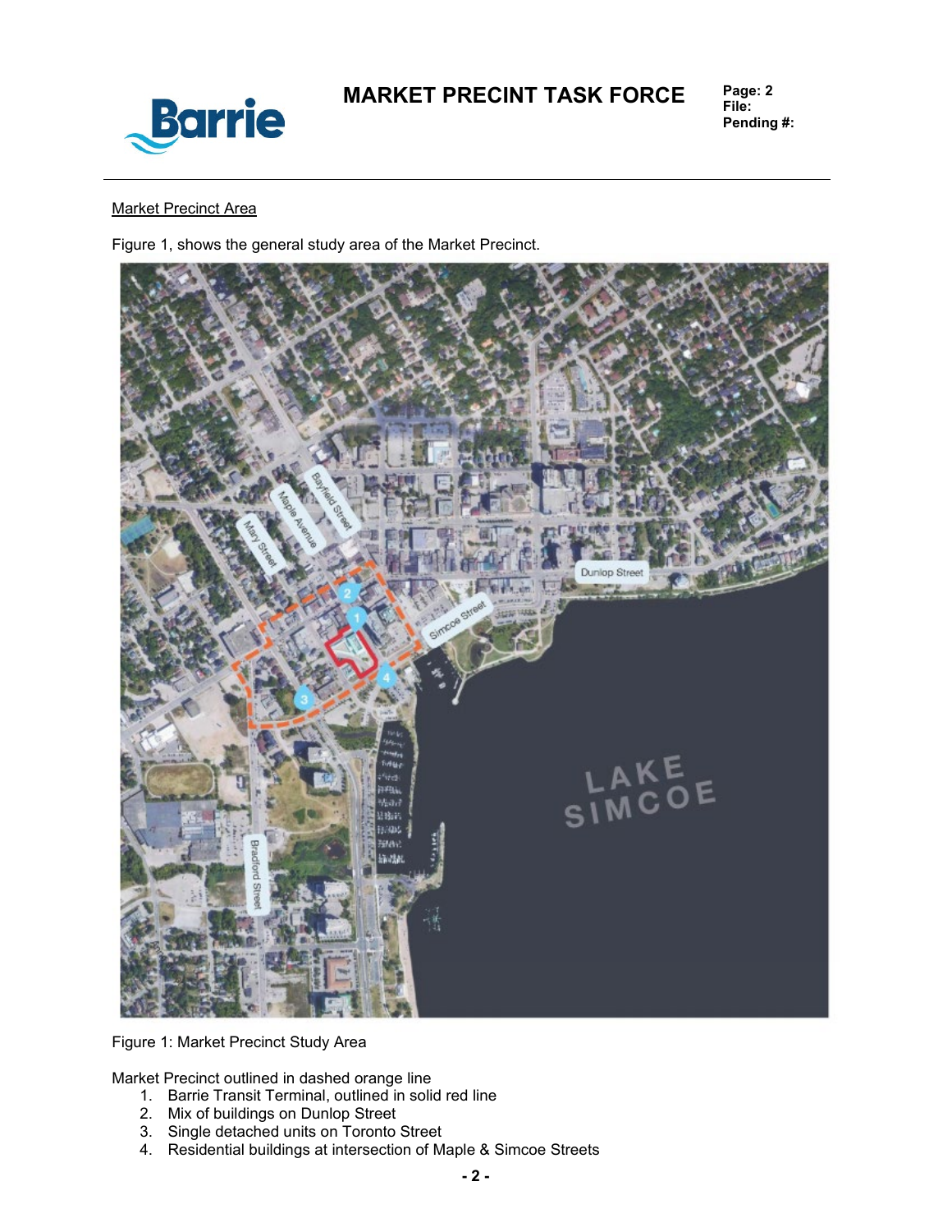Market Precinct Area

Figure 1, shows the general study area of the Market Precinct.

Figure 1: Market Precinct Study Area

Market Precinct outlined in dashed orange line

1. Barrie Transit Terminal, outlined in solid red line
2. Mix of buildings on Dunlop Street
3. Single detached units on Toronto Street
4. Residential buildings at intersection of Maple & Simcoe Streets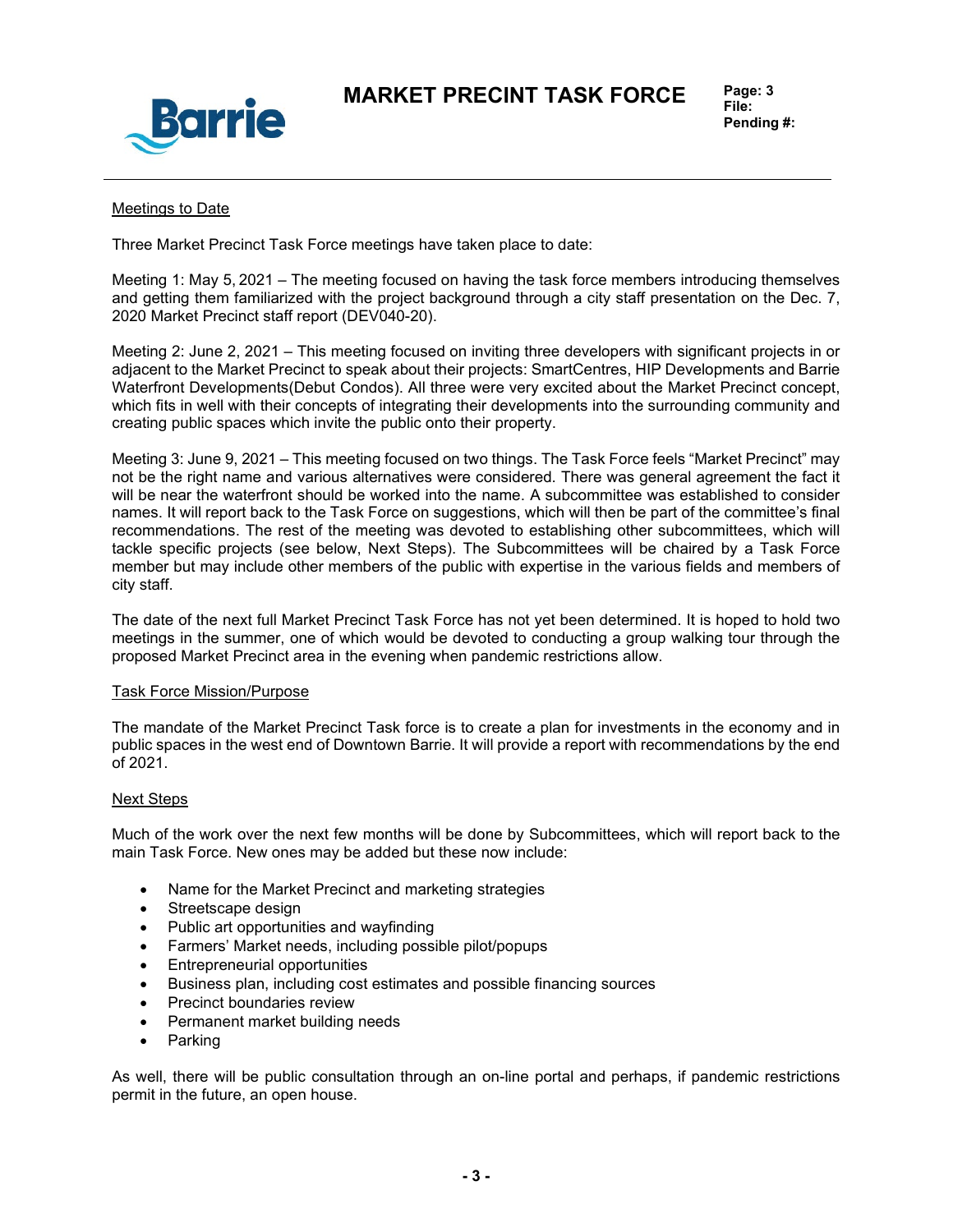Meetings to Date

Three Market Precinct Task Force meetings have taken place to date:

Meeting 1: May 5, 2021 – The meeting focused on having the task force members introducing themselves and getting them familiarized with the project background through a city staff presentation on the Dec. 7, 2020 Market Precinct staff report (DEV040-20).

Meeting 2: June 2, 2021 – This meeting focused on inviting three developers with significant projects in or adjacent to the Market Precinct to speak about their projects: SmartCentres, HIP Developments and Barrie Waterfront Developments(Debut Condos). All three were very excited about the Market Precinct concept, which fits in well with their concepts of integrating their developments into the surrounding community and creating public spaces which invite the public onto their property.

Meeting 3: June 9, 2021 – This meeting focused on two things. The Task Force feels "Market Precinct" may not be the right name and various alternatives were considered. There was general agreement the fact it will be near the waterfront should be worked into the name. A subcommittee was established to consider names. It will report back to the Task Force on suggestions, which will then be part of the committee's final recommendations. The rest of the meeting was devoted to establishing other subcommittees, which will tackle specific projects (see below, Next Steps). The Subcommittees will be chaired by a Task Force member but may include other members of the public with expertise in the various fields and members of city staff.

The date of the next full Market Precinct Task Force has not yet been determined. It is hoped to hold two meetings in the summer, one of which would be devoted to conducting a group walking tour through the proposed Market Precinct area in the evening when pandemic restrictions allow.

Task Force Mission/Purpose

The mandate of the Market Precinct Task force is to create a plan for investments in the economy and in public spaces in the west end of Downtown Barrie. It will provide a report with recommendations by the end of 2021.

Next Steps

Much of the work over the next few months will be done by Subcommittees, which will report back to the main Task Force. New ones may be added but these now include:

- Name for the Market Precinct and marketing strategies
- Streetscape design
- Public art opportunities and wayfinding
- Farmers' Market needs, including possible pilot/popups
- Entrepreneurial opportunities
- Business plan, including cost estimates and possible financing sources
- Precinct boundaries review
- Permanent market building needs
- Parking

As well, there will be public consultation through an on-line portal and perhaps, if pandemic restrictions permit in the future, an open house.